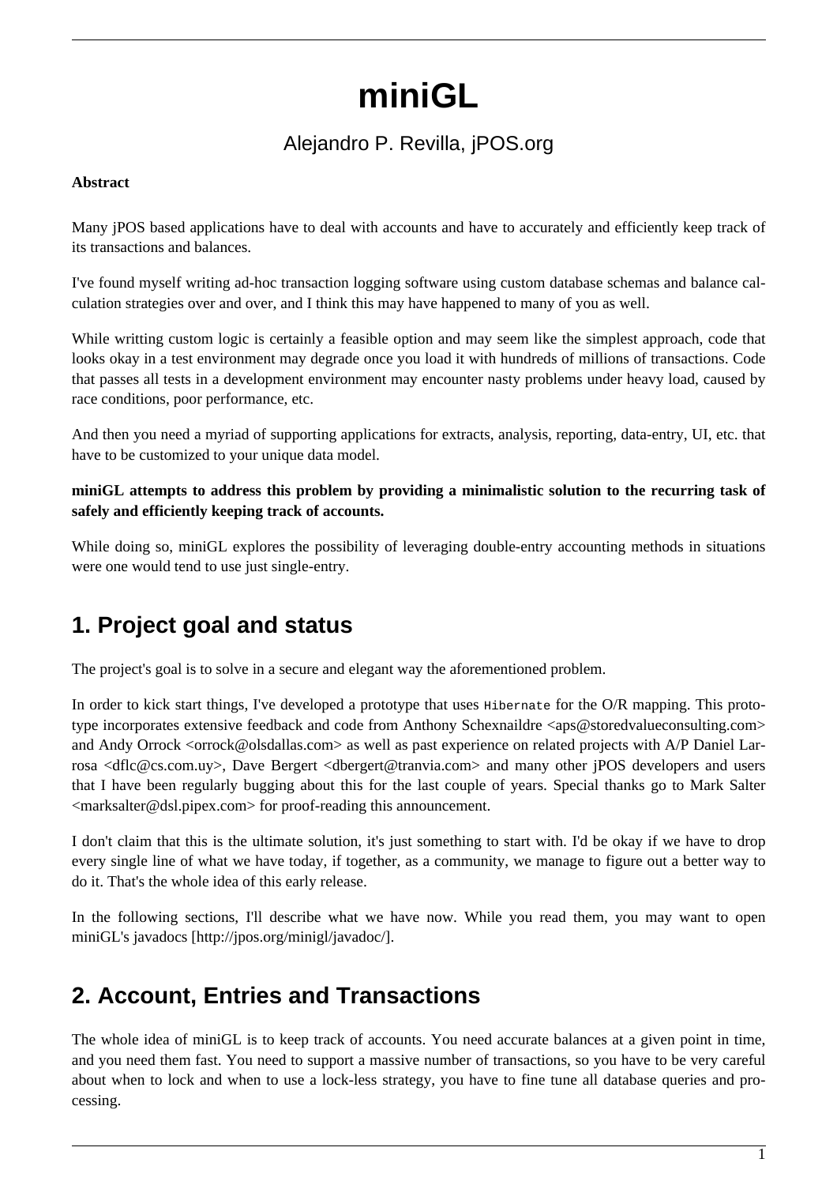# miniGL

Alejandro P. Revilla, jPOS.org

**Abstract**

Many jPOS based applications have to deal with accounts and have to accurately and efficiently keep track of its transactions and balances.

I've found myself writing ad-hoc transaction logging software using custom database schemas and balance calculation strategies over and over, and I think this may have happened to many of you as well.

While writting custom logic is certainly a feasible option and may seem like the simplest approach, code that looks okay in a test environment may degrade once you load it with hundreds of millions of transactions. Code that passes all tests in a development environment may encounter nasty problems under heavy load, caused by race conditions, poor performance, etc.

And then you need a myriad of supporting applications for extracts, analysis, reporting, data-entry, UI, etc. that have to be customized to your unique data model.

**miniGL attempts to address this problem by providing a minimalistic solution to the recurring task of safely and efficiently keeping track of accounts.**

While doing so, miniGL explores the possibility of leveraging double-entry accounting methods in situations were one would tend to use just single-entry.

## 1. Project goal and status

The project's goal is to solve in a secure and elegant way the aforementioned problem.

In order to kick start things, I've developed a prototype that uses `Hibernate` for the O/R mapping. This prototype incorporates extensive feedback and code from Anthony Schexnaildre <aps@storedvalueconsulting.com> and Andy Orrock <orrock@olsdallas.com> as well as past experience on related projects with A/P Daniel Larrosa <dflc@cs.com.uy>, Dave Bergert <dbergert@tranvia.com> and many other jPOS developers and users that I have been regularly bugging about this for the last couple of years. Special thanks go to Mark Salter <marksalter@dsl.pipex.com> for proof-reading this announcement.

I don't claim that this is the ultimate solution, it's just something to start with. I'd be okay if we have to drop every single line of what we have today, if together, as a community, we manage to figure out a better way to do it. That's the whole idea of this early release.

In the following sections, I'll describe what we have now. While you read them, you may want to open miniGL's javadocs [http://jpos.org/minigl/javadoc/].

## 2. Account, Entries and Transactions

The whole idea of miniGL is to keep track of accounts. You need accurate balances at a given point in time, and you need them fast. You need to support a massive number of transactions, so you have to be very careful about when to lock and when to use a lock-less strategy, you have to fine tune all database queries and processing.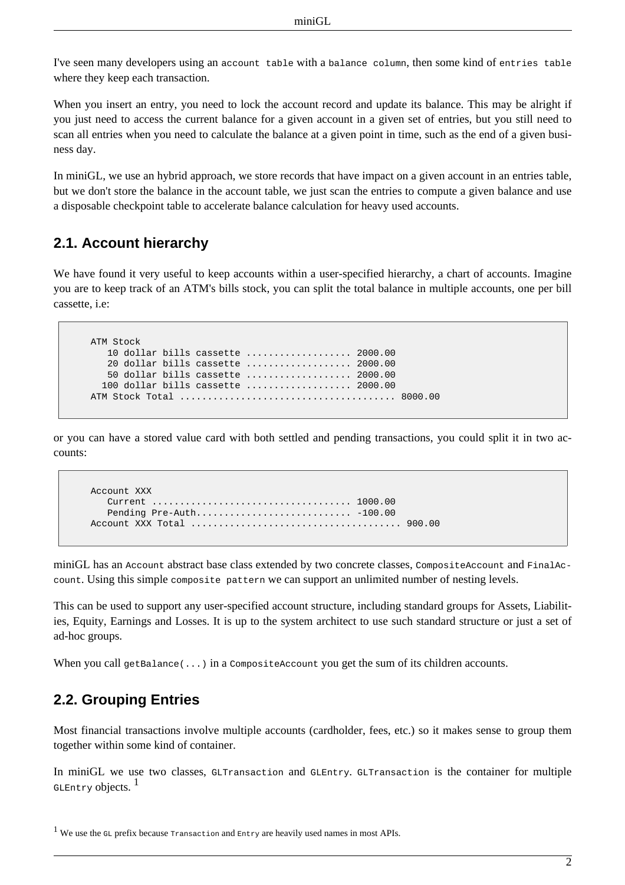I've seen many developers using an `account table` with a `balance column`, then some kind of `entries table` where they keep each transaction.

When you insert an entry, you need to lock the account record and update its balance. This may be alright if you just need to access the current balance for a given account in a given set of entries, but you still need to scan all entries when you need to calculate the balance at a given point in time, such as the end of a given business day.

In miniGL, we use an hybrid approach, we store records that have impact on a given account in an entries table, but we don't store the balance in the account table, we just scan the entries to compute a given balance and use a disposable checkpoint table to accelerate balance calculation for heavy used accounts.

## 2.1. Account hierarchy

We have found it very useful to keep accounts within a user-specified hierarchy, a chart of accounts. Imagine you are to keep track of an ATM's bills stock, you can split the total balance in multiple accounts, one per bill cassette, i.e:

```
ATM Stock
   10 dollar bills cassette ................... 2000.00
   20 dollar bills cassette ................... 2000.00
   50 dollar bills cassette ................... 2000.00
  100 dollar bills cassette ................... 2000.00
ATM Stock Total ....................................... 8000.00
```

or you can have a stored value card with both settled and pending transactions, you could split it in two accounts:

```
Account XXX
   Current .................................... 1000.00
   Pending Pre-Auth............................ -100.00
Account XXX Total ...................................... 900.00
```

miniGL has an `Account` abstract base class extended by two concrete classes, `CompositeAccount` and `FinalAccount`. Using this simple `composite pattern` we can support an unlimited number of nesting levels.

This can be used to support any user-specified account structure, including standard groups for Assets, Liabilities, Equity, Earnings and Losses. It is up to the system architect to use such standard structure or just a set of ad-hoc groups.

When you call `getBalance(...)` in a `CompositeAccount` you get the sum of its children accounts.

## 2.2. Grouping Entries

Most financial transactions involve multiple accounts (cardholder, fees, etc.) so it makes sense to group them together within some kind of container.

In miniGL we use two classes, `GLTransaction` and `GLEntry`. `GLTransaction` is the container for multiple `GLEntry` objects. [1]

[1] We use the `GL` prefix because `Transaction` and `Entry` are heavily used names in most APIs.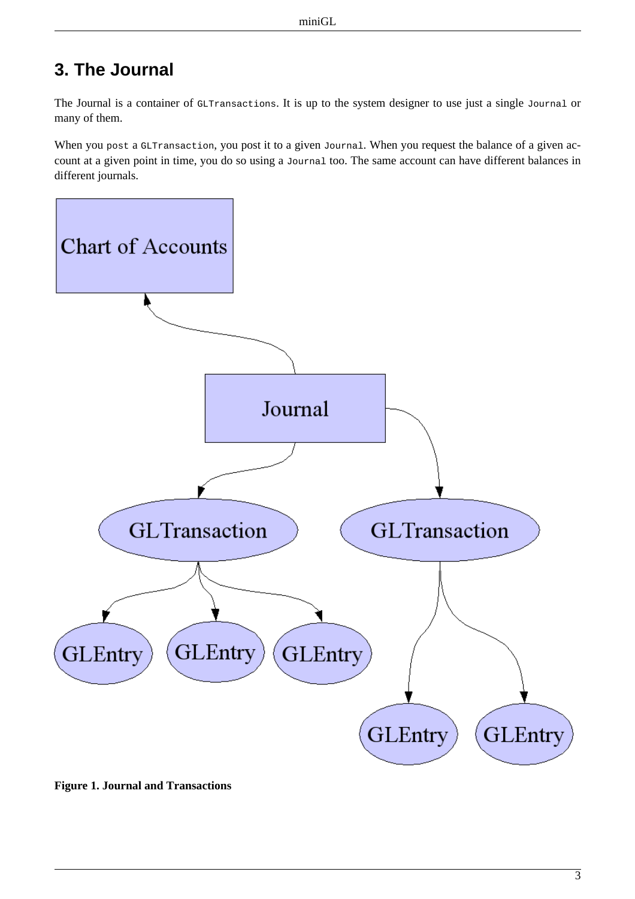## 3. The Journal

The Journal is a container of `GLTransactions`. It is up to the system designer to use just a single `Journal` or many of them.

When you `post` a `GLTransaction`, you post it to a given `Journal`. When you request the balance of a given account at a given point in time, you do so using a `Journal` too. The same account can have different balances in different journals.

Chart of Accounts

Journal

GLTransaction

GLTransaction

GLEntry

GLEntry

GLEntry

GLEntry

GLEntry

**Figure 1. Journal and Transactions**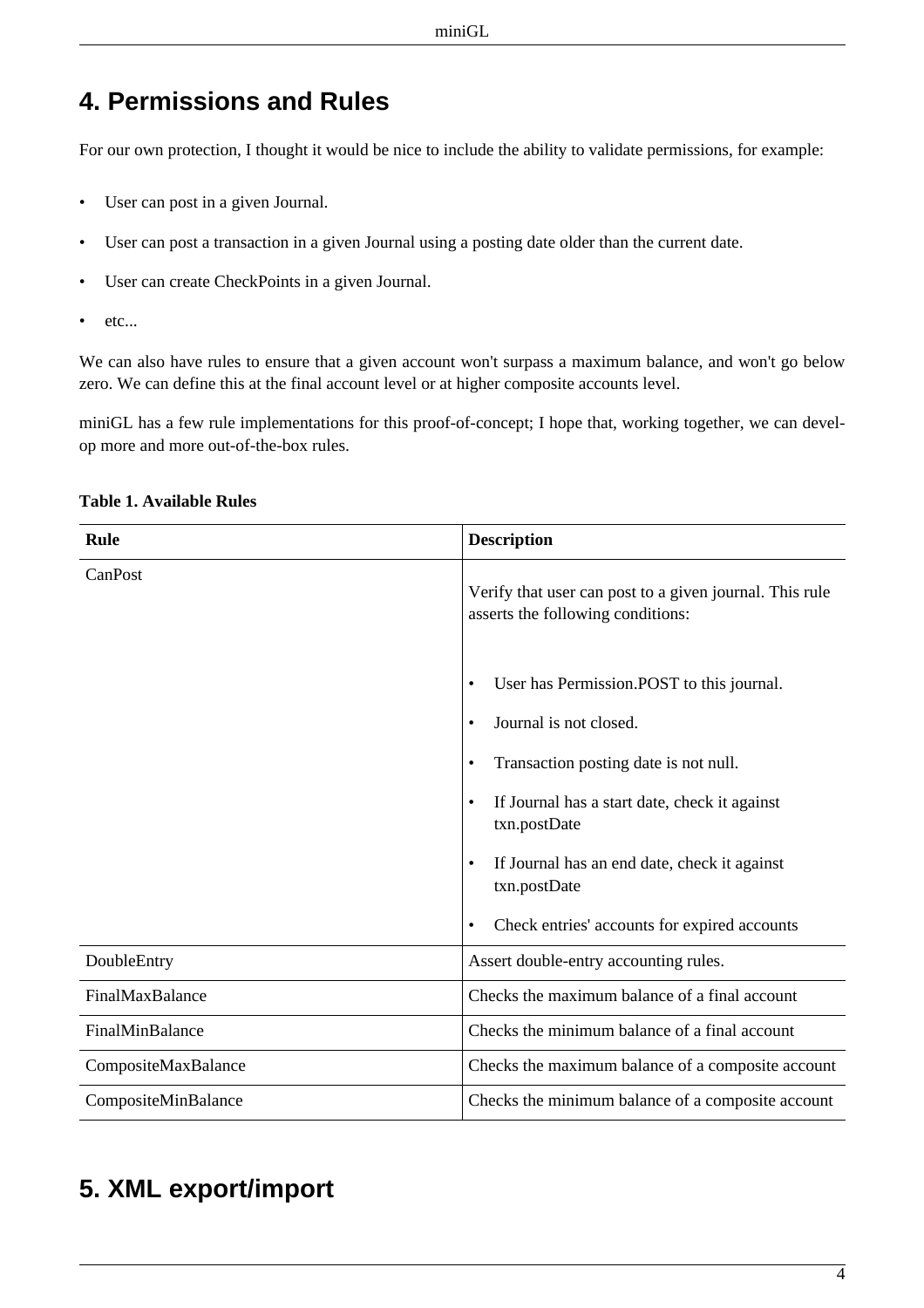## 4. Permissions and Rules

For our own protection, I thought it would be nice to include the ability to validate permissions, for example:

- User can post in a given Journal.
- User can post a transaction in a given Journal using a posting date older than the current date.
- User can create CheckPoints in a given Journal.
- etc...

We can also have rules to ensure that a given account won't surpass a maximum balance, and won't go below zero. We can define this at the final account level or at higher composite accounts level.

miniGL has a few rule implementations for this proof-of-concept; I hope that, working together, we can develop more and more out-of-the-box rules.

**Table 1. Available Rules**

| Rule | Description |
|---|---|
| CanPost | Verify that user can post to a given journal. This rule asserts the following conditions:<br><br>• User has Permission.POST to this journal.<br>• Journal is not closed.<br>• Transaction posting date is not null.<br>• If Journal has a start date, check it against txn.postDate<br>• If Journal has an end date, check it against txn.postDate<br>• Check entries' accounts for expired accounts |
| DoubleEntry | Assert double-entry accounting rules. |
| FinalMaxBalance | Checks the maximum balance of a final account |
| FinalMinBalance | Checks the minimum balance of a final account |
| CompositeMaxBalance | Checks the maximum balance of a composite account |
| CompositeMinBalance | Checks the minimum balance of a composite account |

## 5. XML export/import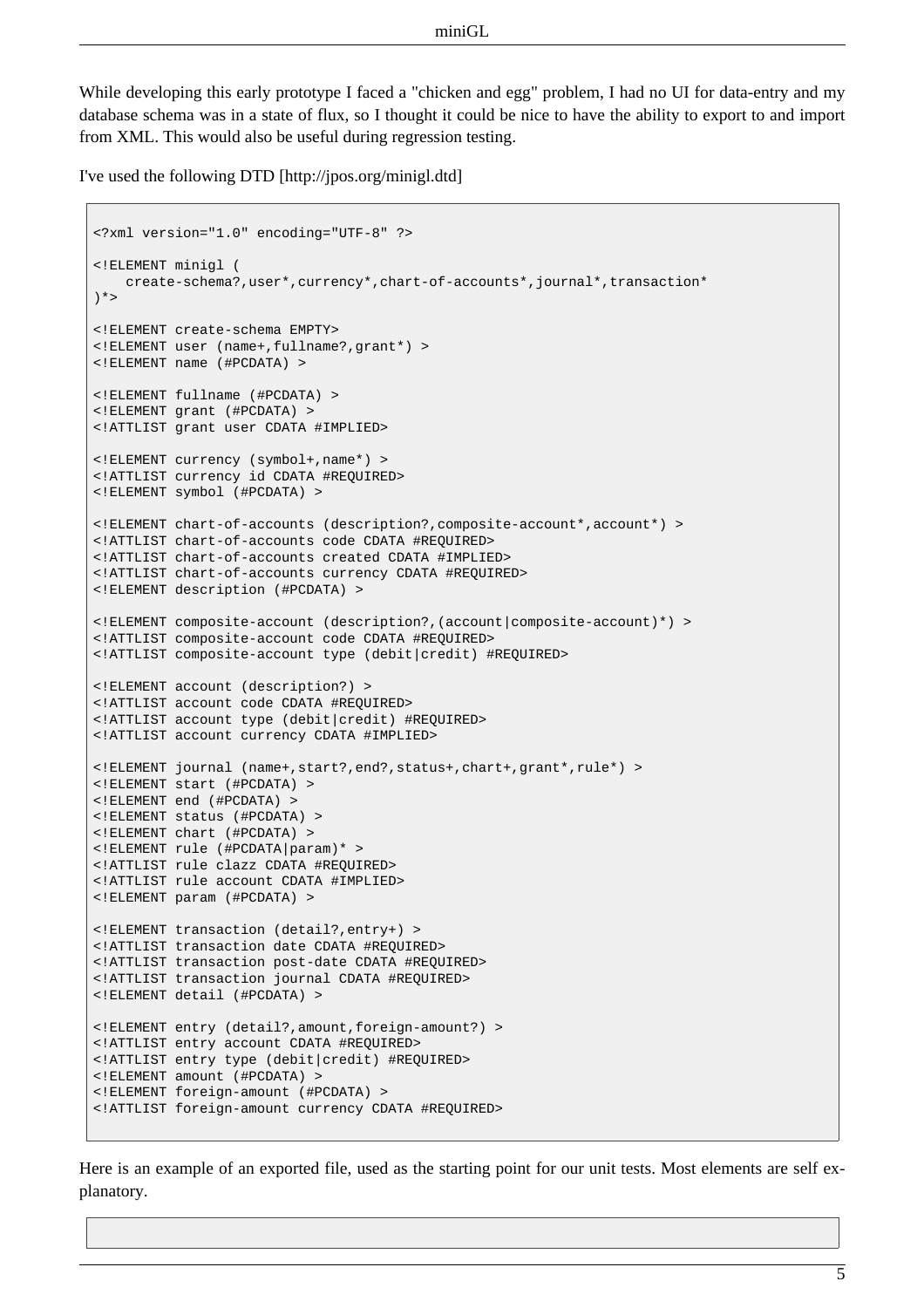While developing this early prototype I faced a "chicken and egg" problem, I had no UI for data-entry and my database schema was in a state of flux, so I thought it could be nice to have the ability to export to and import from XML. This would also be useful during regression testing.

I've used the following DTD [http://jpos.org/minigl.dtd]

```
<?xml version="1.0" encoding="UTF-8" ?>

<!ELEMENT minigl (
    create-schema?,user*,currency*,chart-of-accounts*,journal*,transaction*
)*>

<!ELEMENT create-schema EMPTY>
<!ELEMENT user (name+,fullname?,grant*) >
<!ELEMENT name (#PCDATA) >

<!ELEMENT fullname (#PCDATA) >
<!ELEMENT grant (#PCDATA) >
<!ATTLIST grant user CDATA #IMPLIED>

<!ELEMENT currency (symbol+,name*) >
<!ATTLIST currency id CDATA #REQUIRED>
<!ELEMENT symbol (#PCDATA) >

<!ELEMENT chart-of-accounts (description?,composite-account*,account*) >
<!ATTLIST chart-of-accounts code CDATA #REQUIRED>
<!ATTLIST chart-of-accounts created CDATA #IMPLIED>
<!ATTLIST chart-of-accounts currency CDATA #REQUIRED>
<!ELEMENT description (#PCDATA) >

<!ELEMENT composite-account (description?,(account|composite-account)*) >
<!ATTLIST composite-account code CDATA #REQUIRED>
<!ATTLIST composite-account type (debit|credit) #REQUIRED>

<!ELEMENT account (description?) >
<!ATTLIST account code CDATA #REQUIRED>
<!ATTLIST account type (debit|credit) #REQUIRED>
<!ATTLIST account currency CDATA #IMPLIED>

<!ELEMENT journal (name+,start?,end?,status+,chart+,grant*,rule*) >
<!ELEMENT start (#PCDATA) >
<!ELEMENT end (#PCDATA) >
<!ELEMENT status (#PCDATA) >
<!ELEMENT chart (#PCDATA) >
<!ELEMENT rule (#PCDATA|param)* >
<!ATTLIST rule clazz CDATA #REQUIRED>
<!ATTLIST rule account CDATA #IMPLIED>
<!ELEMENT param (#PCDATA) >

<!ELEMENT transaction (detail?,entry+) >
<!ATTLIST transaction date CDATA #REQUIRED>
<!ATTLIST transaction post-date CDATA #REQUIRED>
<!ATTLIST transaction journal CDATA #REQUIRED>
<!ELEMENT detail (#PCDATA) >

<!ELEMENT entry (detail?,amount,foreign-amount?) >
<!ATTLIST entry account CDATA #REQUIRED>
<!ATTLIST entry type (debit|credit) #REQUIRED>
<!ELEMENT amount (#PCDATA) >
<!ELEMENT foreign-amount (#PCDATA) >
<!ATTLIST foreign-amount currency CDATA #REQUIRED>
```

Here is an example of an exported file, used as the starting point for our unit tests. Most elements are self explanatory.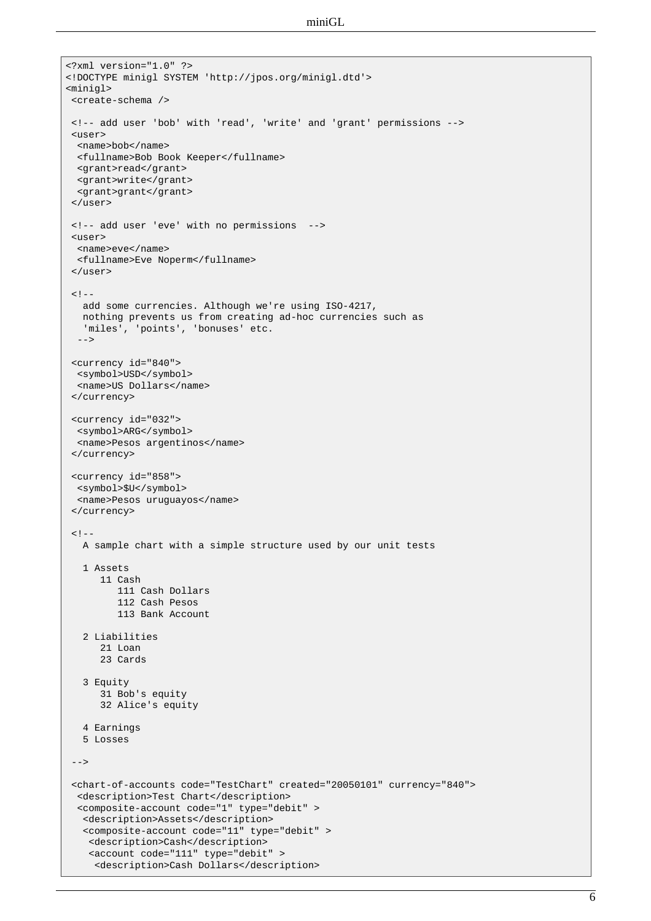```
<?xml version="1.0" ?>
<!DOCTYPE minigl SYSTEM 'http://jpos.org/minigl.dtd'>
<minigl>
 <create-schema />

 <!-- add user 'bob' with 'read', 'write' and 'grant' permissions -->
 <user>
  <name>bob</name>
  <fullname>Bob Book Keeper</fullname>
  <grant>read</grant>
  <grant>write</grant>
  <grant>grant</grant>
 </user>

 <!-- add user 'eve' with no permissions  -->
 <user>
  <name>eve</name>
  <fullname>Eve Noperm</fullname>
 </user>

 <!--
   add some currencies. Although we're using ISO-4217,
   nothing prevents us from creating ad-hoc currencies such as
   'miles', 'points', 'bonuses' etc.
  -->

 <currency id="840">
  <symbol>USD</symbol>
  <name>US Dollars</name>
 </currency>

 <currency id="032">
  <symbol>ARG</symbol>
  <name>Pesos argentinos</name>
 </currency>

 <currency id="858">
  <symbol>$U</symbol>
  <name>Pesos uruguayos</name>
 </currency>

 <!--
   A sample chart with a simple structure used by our unit tests

   1 Assets
      11 Cash
         111 Cash Dollars
         112 Cash Pesos
         113 Bank Account

   2 Liabilities
      21 Loan
      23 Cards

   3 Equity
      31 Bob's equity
      32 Alice's equity

   4 Earnings
   5 Losses

 -->

 <chart-of-accounts code="TestChart" created="20050101" currency="840">
  <description>Test Chart</description>
  <composite-account code="1" type="debit" >
   <description>Assets</description>
   <composite-account code="11" type="debit" >
    <description>Cash</description>
    <account code="111" type="debit" >
     <description>Cash Dollars</description>
```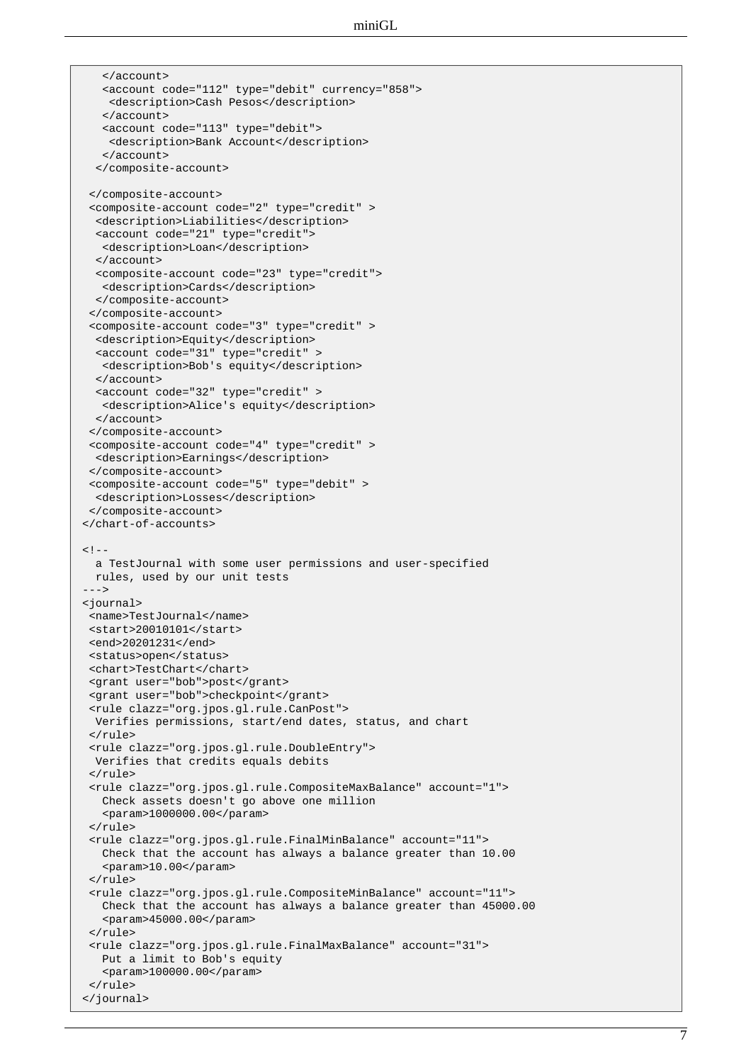```
    </account>
    <account code="112" type="debit" currency="858">
     <description>Cash Pesos</description>
    </account>
    <account code="113" type="debit">
     <description>Bank Account</description>
    </account>
   </composite-account>

  </composite-account>
  <composite-account code="2" type="credit" >
   <description>Liabilities</description>
   <account code="21" type="credit">
    <description>Loan</description>
   </account>
   <composite-account code="23" type="credit">
    <description>Cards</description>
   </composite-account>
  </composite-account>
  <composite-account code="3" type="credit" >
   <description>Equity</description>
   <account code="31" type="credit" >
    <description>Bob's equity</description>
   </account>
   <account code="32" type="credit" >
    <description>Alice's equity</description>
   </account>
  </composite-account>
  <composite-account code="4" type="credit" >
   <description>Earnings</description>
  </composite-account>
  <composite-account code="5" type="debit" >
   <description>Losses</description>
  </composite-account>
 </chart-of-accounts>

 <!--
   a TestJournal with some user permissions and user-specified
   rules, used by our unit tests
 --->
 <journal>
  <name>TestJournal</name>
  <start>20010101</start>
  <end>20201231</end>
  <status>open</status>
  <chart>TestChart</chart>
  <grant user="bob">post</grant>
  <grant user="bob">checkpoint</grant>
  <rule clazz="org.jpos.gl.rule.CanPost">
   Verifies permissions, start/end dates, status, and chart
  </rule>
  <rule clazz="org.jpos.gl.rule.DoubleEntry">
   Verifies that credits equals debits
  </rule>
  <rule clazz="org.jpos.gl.rule.CompositeMaxBalance" account="1">
    Check assets doesn't go above one million
    <param>1000000.00</param>
  </rule>
  <rule clazz="org.jpos.gl.rule.FinalMinBalance" account="11">
    Check that the account has always a balance greater than 10.00
    <param>10.00</param>
  </rule>
  <rule clazz="org.jpos.gl.rule.CompositeMinBalance" account="11">
    Check that the account has always a balance greater than 45000.00
    <param>45000.00</param>
  </rule>
  <rule clazz="org.jpos.gl.rule.FinalMaxBalance" account="31">
    Put a limit to Bob's equity
    <param>100000.00</param>
  </rule>
 </journal>
```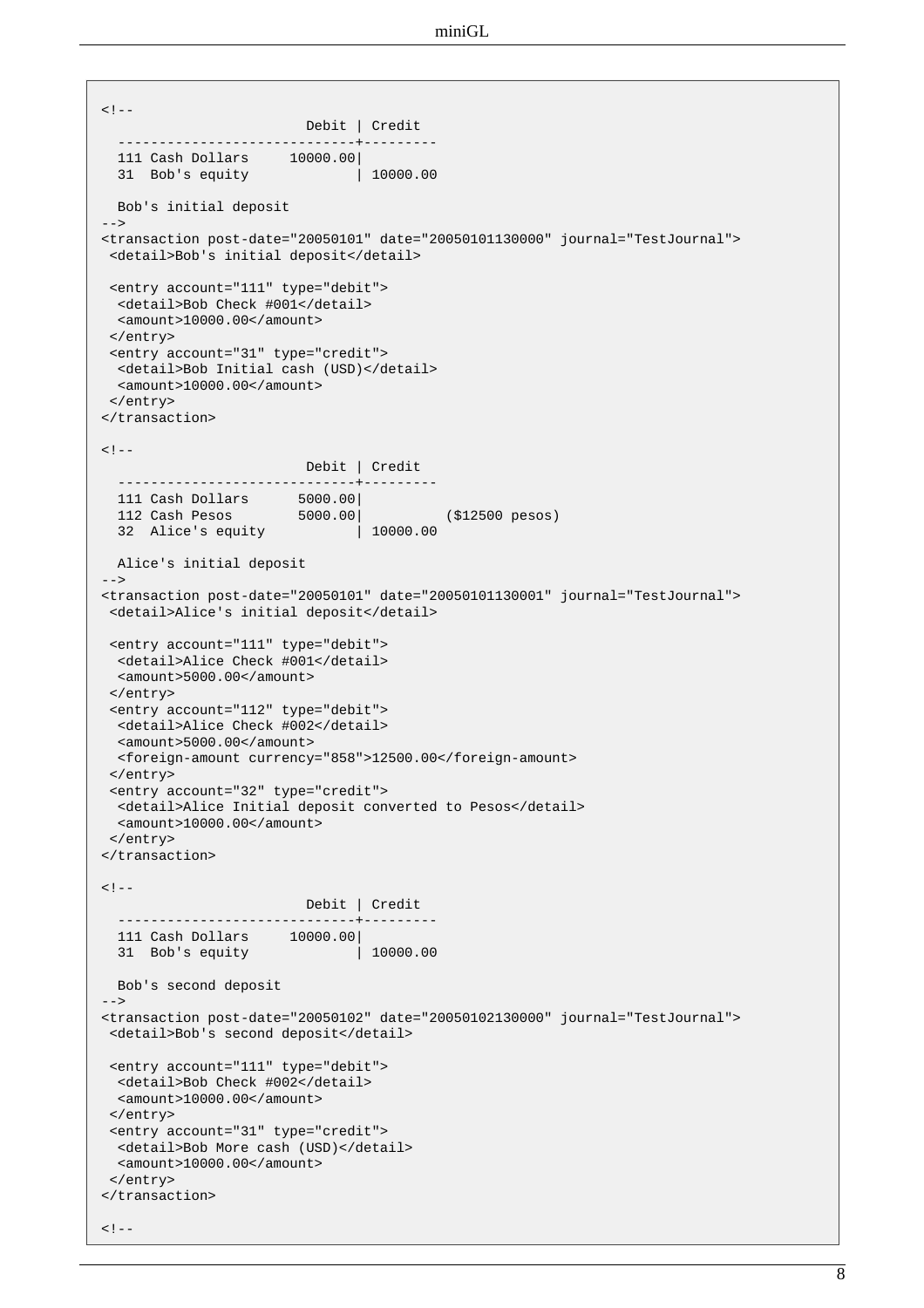```
<!--
                        Debit | Credit
  ----------------------------+---------
  111 Cash Dollars     10000.00|
  31  Bob's equity             | 10000.00

  Bob's initial deposit
-->
<transaction post-date="20050101" date="20050101130000" journal="TestJournal">
 <detail>Bob's initial deposit</detail>

 <entry account="111" type="debit">
  <detail>Bob Check #001</detail>
  <amount>10000.00</amount>
 </entry>
 <entry account="31" type="credit">
  <detail>Bob Initial cash (USD)</detail>
  <amount>10000.00</amount>
 </entry>
</transaction>

<!--
                        Debit | Credit
  ----------------------------+---------
  111 Cash Dollars      5000.00|
  112 Cash Pesos        5000.00|          ($12500 pesos)
  32  Alice's equity           | 10000.00

  Alice's initial deposit
-->
<transaction post-date="20050101" date="20050101130001" journal="TestJournal">
 <detail>Alice's initial deposit</detail>

 <entry account="111" type="debit">
  <detail>Alice Check #001</detail>
  <amount>5000.00</amount>
 </entry>
 <entry account="112" type="debit">
  <detail>Alice Check #002</detail>
  <amount>5000.00</amount>
  <foreign-amount currency="858">12500.00</foreign-amount>
 </entry>
 <entry account="32" type="credit">
  <detail>Alice Initial deposit converted to Pesos</detail>
  <amount>10000.00</amount>
 </entry>
</transaction>

<!--
                        Debit | Credit
  ----------------------------+---------
  111 Cash Dollars     10000.00|
  31  Bob's equity             | 10000.00

  Bob's second deposit
-->
<transaction post-date="20050102" date="20050102130000" journal="TestJournal">
 <detail>Bob's second deposit</detail>

 <entry account="111" type="debit">
  <detail>Bob Check #002</detail>
  <amount>10000.00</amount>
 </entry>
 <entry account="31" type="credit">
  <detail>Bob More cash (USD)</detail>
  <amount>10000.00</amount>
 </entry>
</transaction>

<!--
```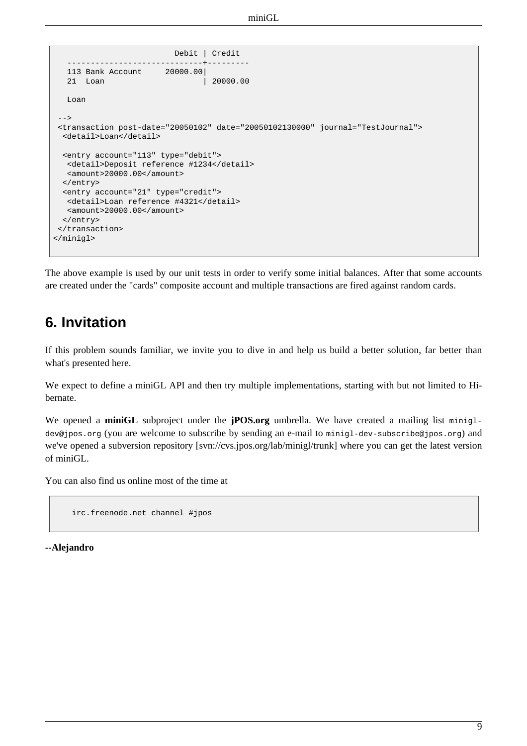```
                           Debit | Credit
   ----------------------------+---------
   113 Bank Account     20000.00|
   21  Loan                     | 20000.00

   Loan

 -->
 <transaction post-date="20050102" date="20050102130000" journal="TestJournal">
  <detail>Loan</detail>

  <entry account="113" type="debit">
   <detail>Deposit reference #1234</detail>
   <amount>20000.00</amount>
  </entry>
  <entry account="21" type="credit">
   <detail>Loan reference #4321</detail>
   <amount>20000.00</amount>
  </entry>
 </transaction>
</minigl>
```

The above example is used by our unit tests in order to verify some initial balances. After that some accounts are created under the "cards" composite account and multiple transactions are fired against random cards.

## 6. Invitation

If this problem sounds familiar, we invite you to dive in and help us build a better solution, far better than what's presented here.

We expect to define a miniGL API and then try multiple implementations, starting with but not limited to Hibernate.

We opened a **miniGL** subproject under the **jPOS.org** umbrella. We have created a mailing list `minigl-dev@jpos.org` (you are welcome to subscribe by sending an e-mail to `minigl-dev-subscribe@jpos.org`) and we've opened a subversion repository [svn://cvs.jpos.org/lab/minigl/trunk] where you can get the latest version of miniGL.

You can also find us online most of the time at

```
    irc.freenode.net channel #jpos
```

**--Alejandro**